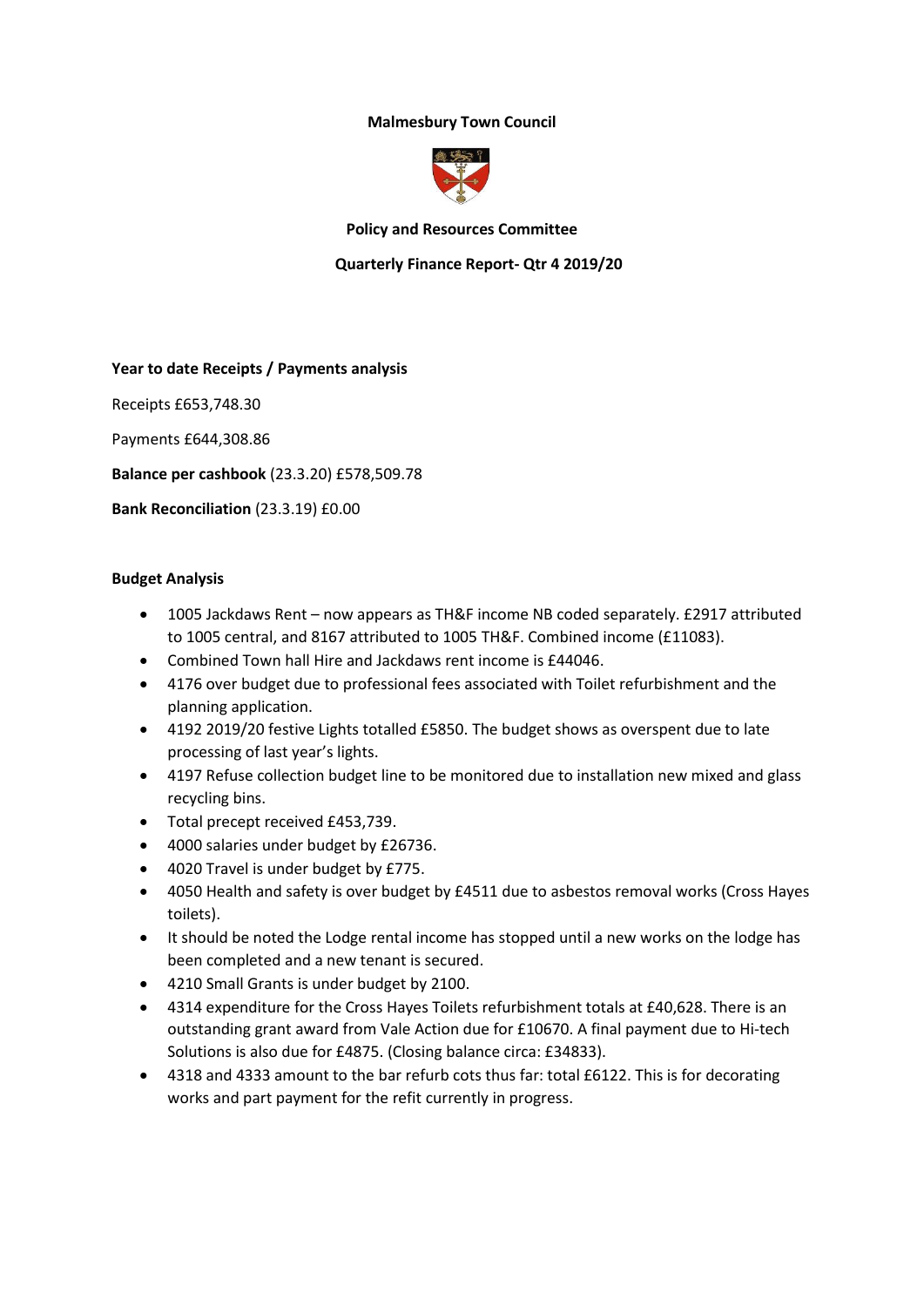**Malmesbury Town Council**

**Policy and Resources Committee**

**Quarterly Finance Report- Qtr 4 2019/20**

**Year to date Receipts / Payments analysis**

Receipts £653,748.30

Payments £644,308.86

**Balance per cashbook** (23.3.20) £578,509.78

**Bank Reconciliation** (23.3.19) £0.00

**Budget Analysis**

- 1005 Jackdaws Rent – now appears as TH&F income NB coded separately. £2917 attributed to 1005 central, and 8167 attributed to 1005 TH&F. Combined income (£11083).
- Combined Town hall Hire and Jackdaws rent income is £44046.
- 4176 over budget due to professional fees associated with Toilet refurbishment and the planning application.
- 4192 2019/20 festive Lights totalled £5850. The budget shows as overspent due to late processing of last year's lights.
- 4197 Refuse collection budget line to be monitored due to installation new mixed and glass recycling bins.
- Total precept received £453,739.
- 4000 salaries under budget by £26736.
- 4020 Travel is under budget by £775.
- 4050 Health and safety is over budget by £4511 due to asbestos removal works (Cross Hayes toilets).
- It should be noted the Lodge rental income has stopped until a new works on the lodge has been completed and a new tenant is secured.
- 4210 Small Grants is under budget by 2100.
- 4314 expenditure for the Cross Hayes Toilets refurbishment totals at £40,628. There is an outstanding grant award from Vale Action due for £10670. A final payment due to Hi-tech Solutions is also due for £4875. (Closing balance circa: £34833).
- 4318 and 4333 amount to the bar refurb cots thus far: total £6122. This is for decorating works and part payment for the refit currently in progress.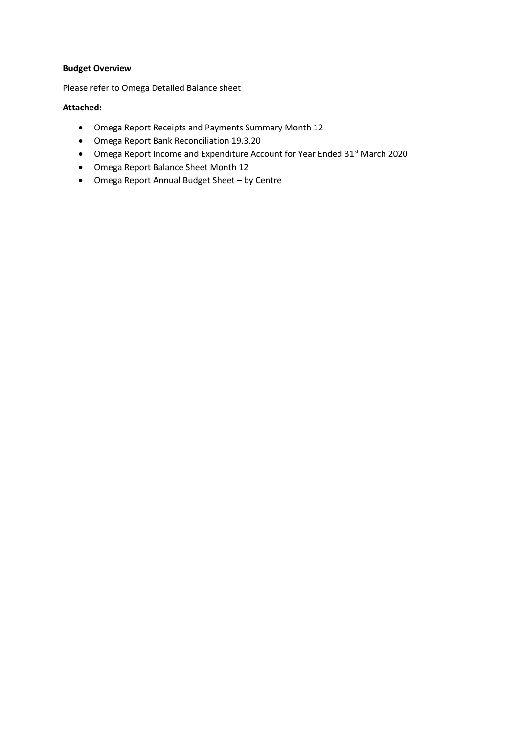**Budget Overview**

Please refer to Omega Detailed Balance sheet

**Attached:**

- Omega Report Receipts and Payments Summary Month 12
- Omega Report Bank Reconciliation 19.3.20
- Omega Report Income and Expenditure Account for Year Ended 31st March 2020
- Omega Report Balance Sheet Month 12
- Omega Report Annual Budget Sheet – by Centre